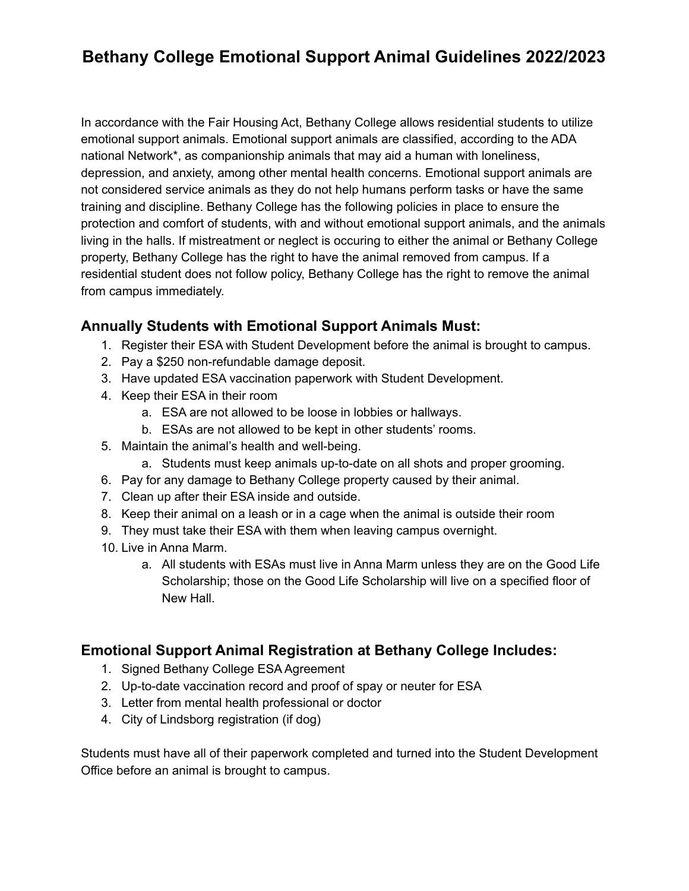# Bethany College Emotional Support Animal Guidelines 2022/2023

In accordance with the Fair Housing Act, Bethany College allows residential students to utilize emotional support animals. Emotional support animals are classified, according to the ADA national Network*, as companionship animals that may aid a human with loneliness, depression, and anxiety, among other mental health concerns. Emotional support animals are not considered service animals as they do not help humans perform tasks or have the same training and discipline. Bethany College has the following policies in place to ensure the protection and comfort of students, with and without emotional support animals, and the animals living in the halls. If mistreatment or neglect is occuring to either the animal or Bethany College property, Bethany College has the right to have the animal removed from campus. If a residential student does not follow policy, Bethany College has the right to remove the animal from campus immediately.

## Annually Students with Emotional Support Animals Must:

1. Register their ESA with Student Development before the animal is brought to campus.
2. Pay a $250 non-refundable damage deposit.
3. Have updated ESA vaccination paperwork with Student Development.
4. Keep their ESA in their room
   a. ESA are not allowed to be loose in lobbies or hallways.
   b. ESAs are not allowed to be kept in other students' rooms.
5. Maintain the animal's health and well-being.
   a. Students must keep animals up-to-date on all shots and proper grooming.
6. Pay for any damage to Bethany College property caused by their animal.
7. Clean up after their ESA inside and outside.
8. Keep their animal on a leash or in a cage when the animal is outside their room
9. They must take their ESA with them when leaving campus overnight.
10. Live in Anna Marm.
    a. All students with ESAs must live in Anna Marm unless they are on the Good Life Scholarship; those on the Good Life Scholarship will live on a specified floor of New Hall.

## Emotional Support Animal Registration at Bethany College Includes:

1. Signed Bethany College ESA Agreement
2. Up-to-date vaccination record and proof of spay or neuter for ESA
3. Letter from mental health professional or doctor
4. City of Lindsborg registration (if dog)

Students must have all of their paperwork completed and turned into the Student Development Office before an animal is brought to campus.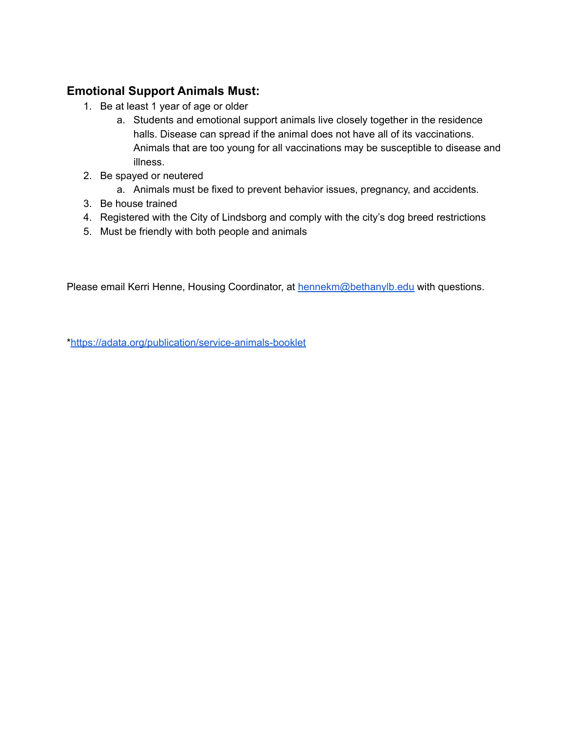### Emotional Support Animals Must:

1. Be at least 1 year of age or older
   a. Students and emotional support animals live closely together in the residence halls. Disease can spread if the animal does not have all of its vaccinations. Animals that are too young for all vaccinations may be susceptible to disease and illness.
2. Be spayed or neutered
   a. Animals must be fixed to prevent behavior issues, pregnancy, and accidents.
3. Be house trained
4. Registered with the City of Lindsborg and comply with the city's dog breed restrictions
5. Must be friendly with both people and animals

Please email Kerri Henne, Housing Coordinator, at [hennekm@bethanylb.edu](mailto:hennekm@bethanylb.edu) with questions.

*[https://adata.org/publication/service-animals-booklet](https://adata.org/publication/service-animals-booklet)